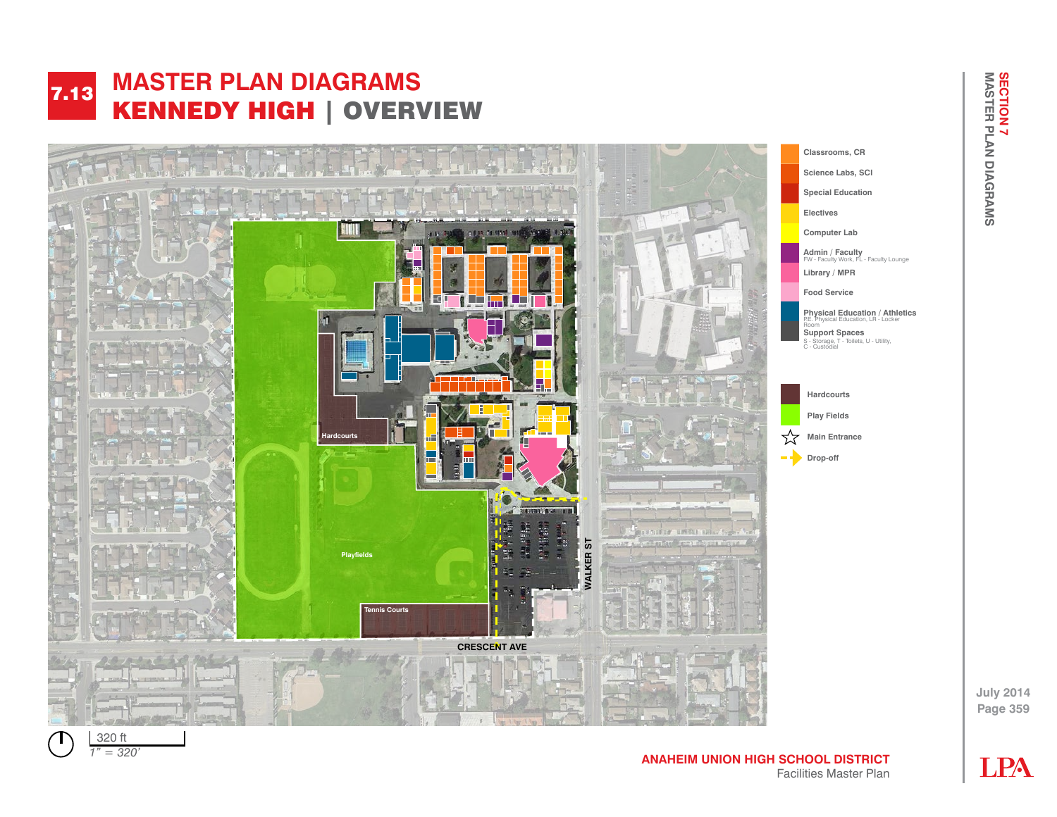# 7.13 MASTER PLAN DIAGRAMS

## KENNEDY HIGH | OVERVIEW

Hardcourts

Playfields

Tennis Courts

CRESCENT AVE

WALKER ST

- Classrooms, CR
- Science Labs, SCI
- Special Education
- Electives
- Computer Lab
- Admin / Faculty
  FW - Faculty Work, FL - Faculty Lounge
- Library / MPR
- Food Service
- Physical Education / Athletics
  P.E. Physical Education, LR - Locker Room
- Support Spaces
  S - Storage, T - Toilets, U - Utility, C - Custodial

- Hardcourts
- Play Fields
- Main Entrance
- Drop-off

320 ft
*1" = 320'*

**ANAHEIM UNION HIGH SCHOOL DISTRICT**
Facilities Master Plan

July 2014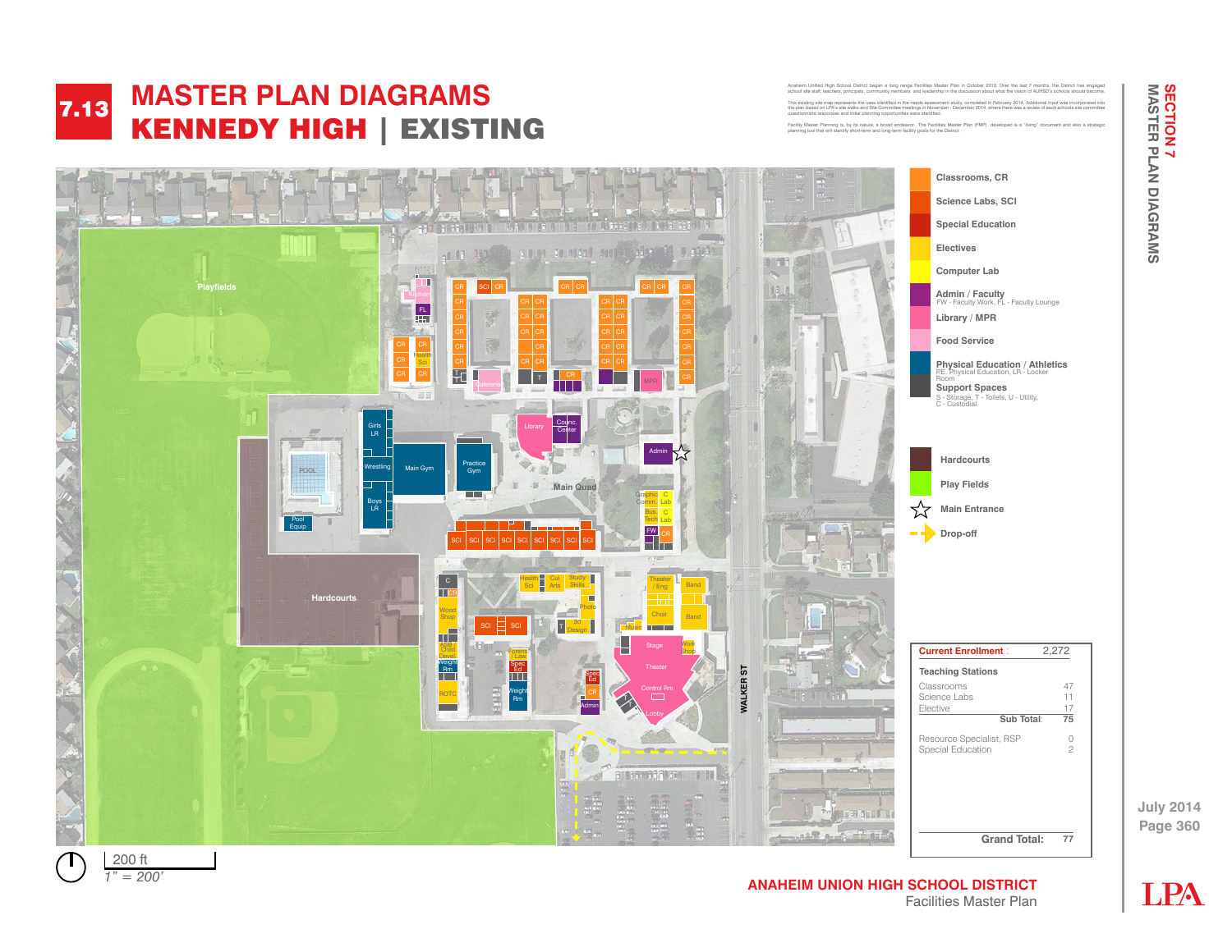# 7.13 MASTER PLAN DIAGRAMS

## KENNEDY HIGH | EXISTING

Anaheim Unified High School District began a long range Facilities Master Plan in October 2013. Over the last 7 months, the District has engaged school site staff, teachers, principals, community members and leadership in the discussion about what the vision of AUHSD's schools should become.

This existing site map represents the uses identified in the needs assessment study, completed in February 2014. Additional input was incorporated into the plan based on LPA's site walks and Site Committee meetings in November - December 2014, where there was a revise of each schools site committee questionnaire responses and initial planning opportunities were identified.

Facility Master Planning is, by its nature, a broad endeavor. The Facilities Master Plan (FMP) developed is a "living" document and also a strategic planning tool that will identify short-term and long-term facility goals for the District.

**Legend**

- Classrooms, CR
- Science Labs, SCI
- Special Education
- Electives
- Computer Lab
- Admin / Faculty — FW - Faculty Work, FL - Faculty Lounge
- Library / MPR
- Food Service
- Physical Education / Athletics — P.E. Physical Education, LR - Locker Room
- Support Spaces — S - Storage, T - Toilets, U - Utility, C - Custodial
- Hardcourts
- Play Fields
- Main Entrance
- Drop-off

| Current Enrollment: | 2,272 |
|---|---|
| **Teaching Stations** | |
| Classrooms | 47 |
| Science Labs | 11 |
| Elective | 17 |
| **Sub Total:** | **75** |
| Resource Specialist, RSP | 0 |
| Special Education | 2 |
| **Grand Total:** | **77** |

200 ft
1" = 200'

**ANAHEIM UNION HIGH SCHOOL DISTRICT**
Facilities Master Plan

July 2014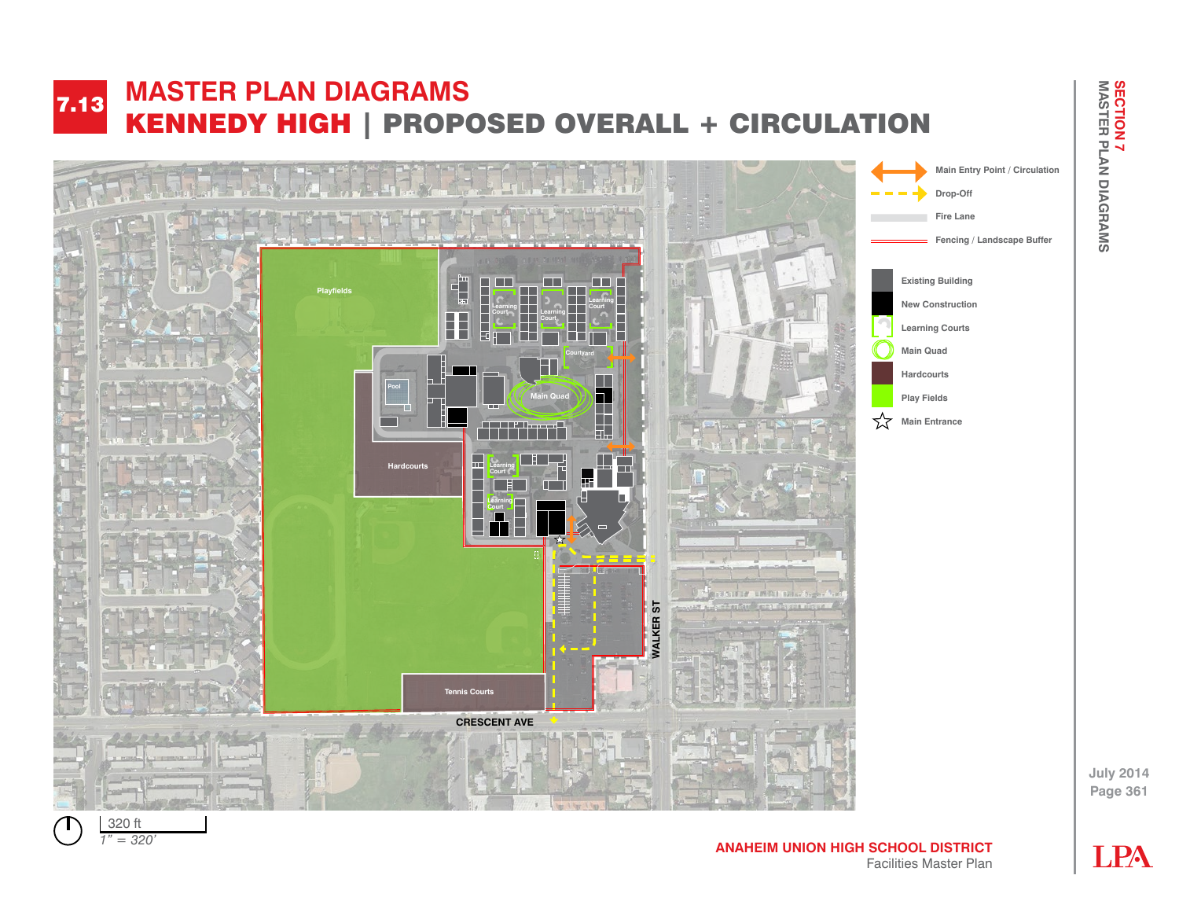# 7.13 MASTER PLAN DIAGRAMS

## KENNEDY HIGH | PROPOSED OVERALL + CIRCULATION

Playfields

Learning Court

Learning Court

Learning Court

Courtyard

Pool

Main Quad

Hardcourts

Learning Court

Learning Court

Tennis Courts

CRESCENT AVE

WALKER ST

- Main Entry Point / Circulation
- Drop-Off
- Fire Lane
- Fencing / Landscape Buffer

- Existing Building
- New Construction
- Learning Courts
- Main Quad
- Hardcourts
- Play Fields
- Main Entrance

320 ft
*1" = 320'*

**ANAHEIM UNION HIGH SCHOOL DISTRICT**
Facilities Master Plan

July 2014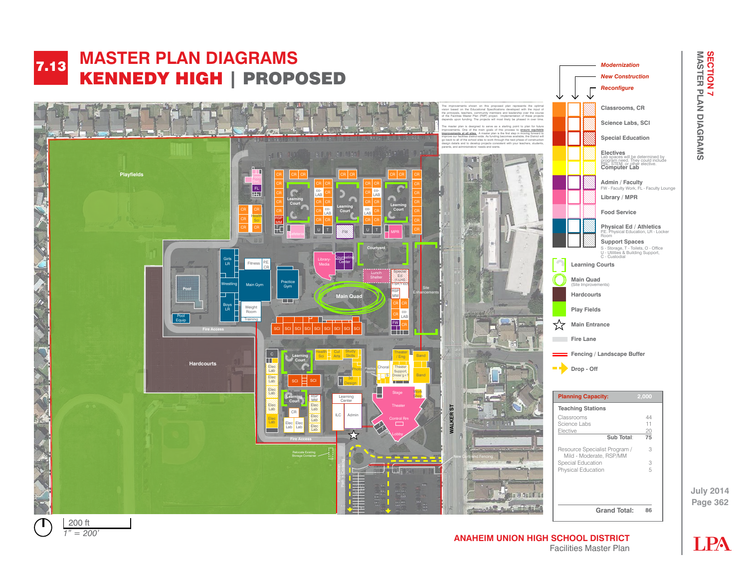# 7.13 MASTER PLAN DIAGRAMS

## KENNEDY HIGH | PROPOSED

The improvements shown on this proposed plan represents the optimal vision based on the Educational Specifications developed with the input of the principals, teachers, community members and leadership over the course of the Facilities Master Plan (FMP) project. Implementation of these projects depends upon funding. The projects will most likely be phased in over time.

The master plan is designed to serve as a starting point to plan for future improvements. One of the main goals of this process to **ensure equitable improvements at all sites.** A master plan is the first step in moving forward to improve our facilities district-wide. As funding becomes available, the District will go back to all of the school sites to work through the next phase of construction design details and to develop projects consistent with your teachers, students, parents, and administrators' needs and wants.

**Legend**

*Modernization* / *New Construction* / *Reconfigure*

- Classrooms, CR
- Science Labs, SCI
- Special Education
- Electives — Lab spaces will be determined by program need. They could include PBL, STEM, or other elective.
- Computer Lab
- Admin / Faculty — FW - Faculty Work, FL - Faculty Lounge
- Library / MPR
- Food Service
- Physical Ed / Athletics — P.E. Physical Education, LR - Locker Room
- Support Spaces — S - Storage, T - Toilets, O - Office, U - Utilities & Building Support, C - Custodial
- Learning Courts
- Main Quad (Site Improvements)
- Hardcourts
- Play Fields
- Main Entrance
- Fire Lane
- Fencing / Landscape Buffer
- Drop - Off

| Planning Capacity: | 2,000 |
|---|---|
| **Teaching Stations** | |
| Classrooms | 44 |
| Science Labs | 11 |
| Elective | 20 |
| **Sub Total:** | **75** |
| Resource Specialist Program / Mild - Moderate, RSP/MM | 3 |
| Special Education | 3 |
| Physical Education | 5 |
| **Grand Total:** | **86** |

200 ft — 1" = 200'

**ANAHEIM UNION HIGH SCHOOL DISTRICT**
Facilities Master Plan

July 2014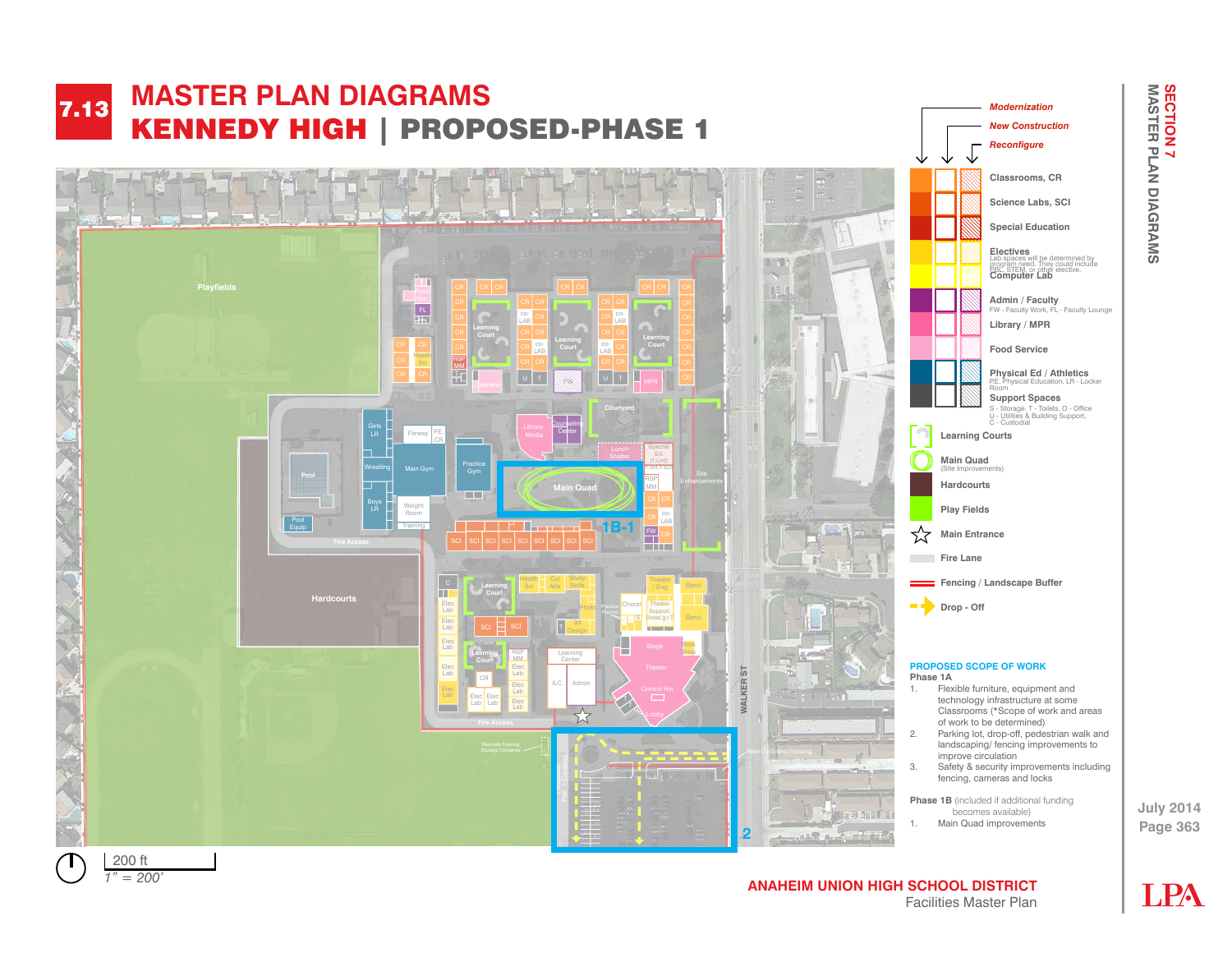# 7.13 MASTER PLAN DIAGRAMS

## KENNEDY HIGH | PROPOSED-PHASE 1

**Legend**

*Modernization* / *New Construction* / *Reconfigure*

- Classrooms, CR
- Science Labs, SCI
- Special Education
- Electives
  Lab spaces will be determined by program need. They could include PBL, STEM, or other elective.
- Computer Lab
- Admin / Faculty
  FW - Faculty Work, FL - Faculty Lounge
- Library / MPR
- Food Service
- Physical Ed / Athletics
  P.E. Physical Education, LR - Locker Room
- Support Spaces
  S - Storage, T - Toilets, O - Office
  U - Utilities & Building Support,
  C - Custodial
- Learning Courts
- Main Quad
  (Site Improvements)
- Hardcourts
- Play Fields
- Main Entrance
- Fire Lane
- Fencing / Landscape Buffer
- Drop - Off

**PROPOSED SCOPE OF WORK**

**Phase 1A**

1. Flexible furniture, equipment and technology infrastructure at some Classrooms (*Scope of work and areas of work to be determined)
2. Parking lot, drop-off, pedestrian walk and landscaping/ fencing improvements to improve circulation
3. Safety & security improvements including fencing, cameras and locks

**Phase 1B** (included if additional funding becomes available)

1. Main Quad improvements

200 ft
*1" = 200'*

**ANAHEIM UNION HIGH SCHOOL DISTRICT**
Facilities Master Plan

SECTION 7
MASTER PLAN DIAGRAMS

July 2014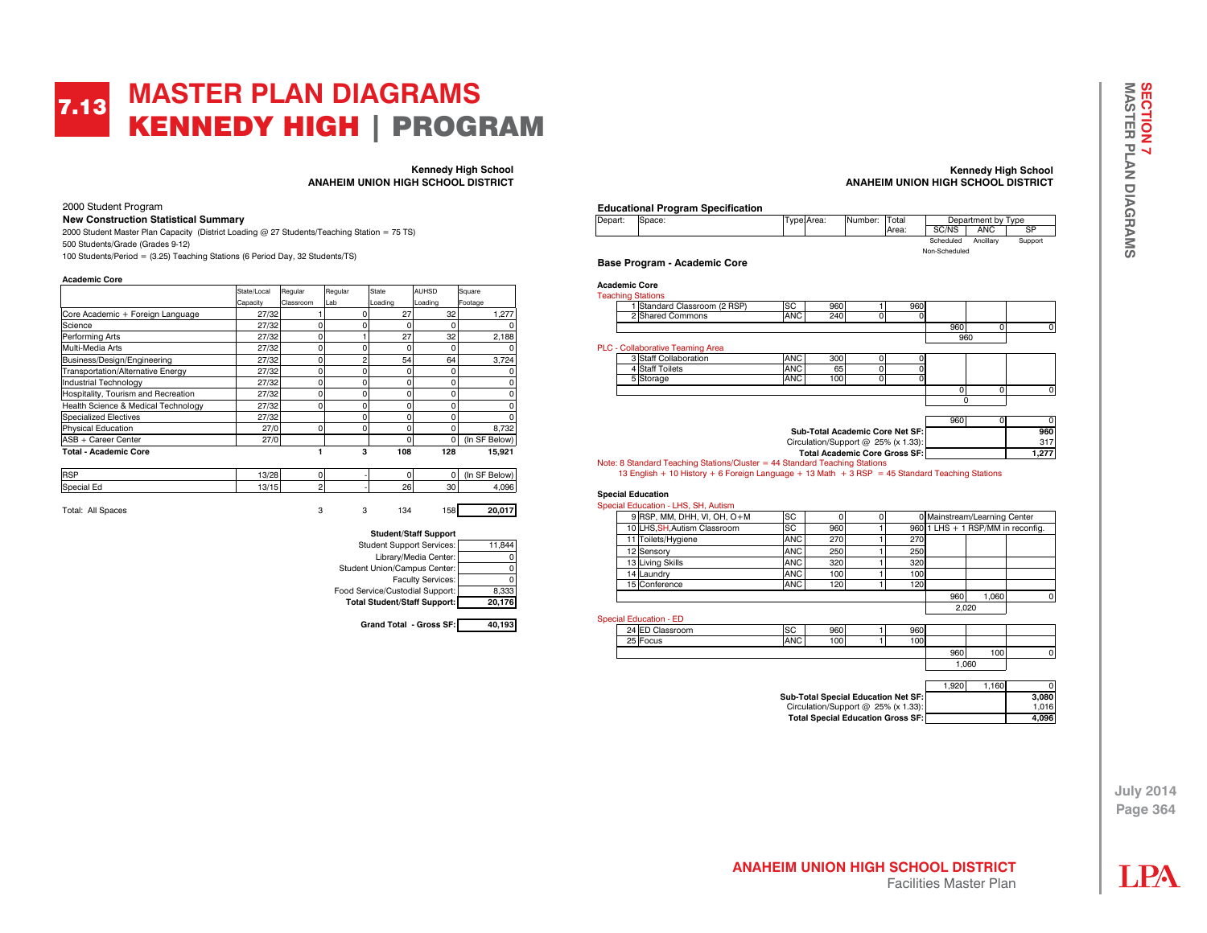# 7.13 MASTER PLAN DIAGRAMS
## KENNEDY HIGH | PROGRAM

**Kennedy High School**
**ANAHEIM UNION HIGH SCHOOL DISTRICT**

2000 Student Program

**New Construction Statistical Summary**

2000 Student Master Plan Capacity (District Loading @ 27 Students/Teaching Station = 75 TS)

500 Students/Grade (Grades 9-12)

100 Students/Period = (3.25) Teaching Stations (6 Period Day, 32 Students/TS)

**Academic Core**

| | State/Local Capacity | Regular Classroom | Regular Lab | State Loading | AUHSD Loading | Square Footage |
|---|---|---|---|---|---|---|
| Core Academic + Foreign Language | 27/32 | 1 | 0 | 27 | 32 | 1,277 |
| Science | 27/32 | 0 | 0 | 0 | 0 | 0 |
| Performing Arts | 27/32 | 0 | 1 | 27 | 32 | 2,188 |
| Multi-Media Arts | 27/32 | 0 | 0 | 0 | 0 | 0 |
| Business/Design/Engineering | 27/32 | 0 | 2 | 54 | 64 | 3,724 |
| Transportation/Alternative Energy | 27/32 | 0 | 0 | 0 | 0 | 0 |
| Industrial Technology | 27/32 | 0 | 0 | 0 | 0 | 0 |
| Hospitality, Tourism and Recreation | 27/32 | 0 | 0 | 0 | 0 | 0 |
| Health Science & Medical Technology | 27/32 | 0 | 0 | 0 | 0 | 0 |
| Specialized Electives | 27/32 | | 0 | 0 | 0 | 0 |
| Physical Education | 27/0 | 0 | 0 | 0 | 0 | 8,732 |
| ASB + Career Center | 27/0 | | | 0 | 0 | (In SF Below) |
| **Total - Academic Core** | | **1** | **3** | **108** | **128** | **15,921** |
| | | | | | | |
| RSP | 13/28 | 0 | - | 0 | 0 | (In SF Below) |
| Special Ed | 13/15 | 2 | - | 26 | 30 | 4,096 |
| | | | | | | |
| Total: All Spaces | | 3 | 3 | 134 | 158 | **20,017** |

**Student/Staff Support**

| | |
|---|---|
| Student Support Services: | 11,844 |
| Library/Media Center: | 0 |
| Student Union/Campus Center: | 0 |
| Faculty Services: | 0 |
| Food Service/Custodial Support: | 8,333 |
| **Total Student/Staff Support:** | **20,176** |
| | |
| **Grand Total - Gross SF:** | **40,193** |

**Kennedy High School**
**ANAHEIM UNION HIGH SCHOOL DISTRICT**

**Educational Program Specification**

**Base Program - Academic Core**

**Academic Core**

| Depart: | Space: | Type | Area: | Number: | Total Area: | SC/NS (Scheduled / Non-Scheduled) | ANC (Ancillary) | SP (Support) |
|---|---|---|---|---|---|---|---|---|
| Teaching Stations | | | | | | | | |
| 1 | Standard Classroom (2 RSP) | SC | 960 | 1 | 960 | | | |
| 2 | Shared Commons | ANC | 240 | 0 | 0 | | | |
| | | | | | | 960 | 0 | 0 |
| | | | | | | 960 | | |
| PLC - Collaborative Teaming Area | | | | | | | | |
| 3 | Staff Collaboration | ANC | 300 | 0 | 0 | | | |
| 4 | Staff Toilets | ANC | 65 | 0 | 0 | | | |
| 5 | Storage | ANC | 100 | 0 | 0 | | | |
| | | | | | | 0 | 0 | 0 |
| | | | | | | 0 | | |
| | | | | | | 960 | 0 | 0 |
| | **Sub-Total Academic Core Net SF:** | | | | | | | **960** |
| | Circulation/Support @ 25% (x 1.33): | | | | | | | 317 |
| | **Total Academic Core Gross SF:** | | | | | | | **1,277** |

Note: 8 Standard Teaching Stations/Cluster = 44 Standard Teaching Stations
13 English + 10 History + 6 Foreign Language + 13 Math + 3 RSP = 45 Standard Teaching Stations

**Special Education**

| Depart: | Space: | Type | Area: | Number: | Total Area: | SC/NS | ANC | SP |
|---|---|---|---|---|---|---|---|---|
| Special Education - LHS, SH, Autism | | | | | | | | |
| 9 | RSP, MM, DHH, VI, OH, O+M | SC | 0 | 0 | 0 | Mainstream/Learning Center | | |
| 10 | LHS,SH,Autism Classroom | SC | 960 | 1 | 960 | 1 LHS + 1 RSP/MM in reconfig. | | |
| 11 | Toilets/Hygiene | ANC | 270 | 1 | 270 | | | |
| 12 | Sensory | ANC | 250 | 1 | 250 | | | |
| 13 | Living Skills | ANC | 320 | 1 | 320 | | | |
| 14 | Laundry | ANC | 100 | 1 | 100 | | | |
| 15 | Conference | ANC | 120 | 1 | 120 | | | |
| | | | | | | 960 | 1,060 | 0 |
| | | | | | | 2,020 | | |
| Special Education - ED | | | | | | | | |
| 24 | ED Classroom | SC | 960 | 1 | 960 | | | |
| 25 | Focus | ANC | 100 | 1 | 100 | | | |
| | | | | | | 960 | 100 | 0 |
| | | | | | | 1,060 | | |
| | | | | | | 1,920 | 1,160 | 0 |
| | **Sub-Total Special Education Net SF:** | | | | | | | **3,080** |
| | Circulation/Support @ 25% (x 1.33): | | | | | | | 1,016 |
| | **Total Special Education Gross SF:** | | | | | | | **4,096** |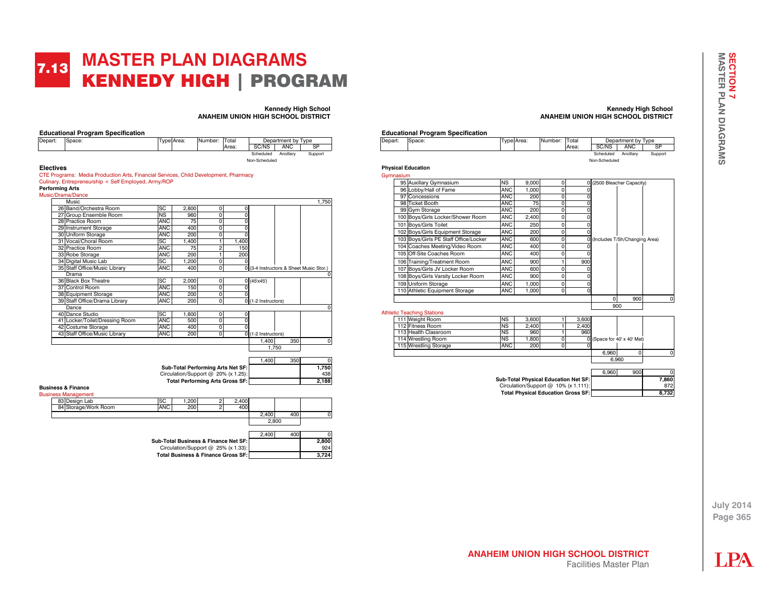# 7.13 MASTER PLAN DIAGRAMS

## KENNEDY HIGH | PROGRAM

**Kennedy High School**
**ANAHEIM UNION HIGH SCHOOL DISTRICT**

### Educational Program Specification

| Depart: | Space: | Type | Area: | Number: | Total Area: | SC/NS (Scheduled / Non-Scheduled) | ANC (Ancillary) | SP (Support) |
|---|---|---|---|---|---|---|---|---|

**Electives**

CTE Programs: Media Production Arts, Financial Services, Child Development, Pharmacy Culinary, Entrepreneurship + Self Employed, Army/ROP

**Performing Arts**

Music/Drama/Dance

| # | Space | Type | Area | Number | Total Area | SC/NS | ANC | SP |
|---|---|---|---|---|---|---|---|---|
| | Music | | | | | | | 1,750 |
| 26 | Band/Orchestra Room | SC | 2,800 | 0 | 0 | | | |
| 27 | Group Ensemble Room | NS | 960 | 0 | 0 | | | |
| 28 | Practice Room | ANC | 75 | 0 | 0 | | | |
| 29 | Instrument Storage | ANC | 400 | 0 | 0 | | | |
| 30 | Uniform Storage | ANC | 200 | 0 | 0 | | | |
| 31 | Vocal/Choral Room | SC | 1,400 | 1 | 1,400 | | | |
| 32 | Practice Room | ANC | 75 | 2 | 150 | | | |
| 33 | Robe Storage | ANC | 200 | 1 | 200 | | | |
| 34 | Digital Music Lab | SC | 1,200 | 0 | 0 | | | |
| 35 | Staff Office/Music Library | ANC | 400 | 0 | 0 | (3-4 Instructors & Sheet Music Stor.) | | |
| | Drama | | | | | | | 0 |
| 36 | Black Box Theatre | SC | 2,000 | 0 | 0 | (45'x45') | | |
| 37 | Control Room | ANC | 150 | 0 | 0 | | | |
| 38 | Equipment Storage | ANC | 200 | 0 | 0 | | | |
| 39 | Staff Office/Drama Library | ANC | 200 | 0 | 0 | (1-2 Instructors) | | |
| | Dance | | | | | | | 0 |
| 40 | Dance Studio | SC | 1,800 | 0 | 0 | | | |
| 41 | Locker/Toilet/Dressing Room | ANC | 500 | 0 | 0 | | | |
| 42 | Costume Storage | ANC | 400 | 0 | 0 | | | |
| 43 | Staff Office/Music Library | ANC | 200 | 0 | 0 | (1-2 Instructors) | | |
| | | | | | | 1,400 | 350 | 0 |
| | | | | | | 1,750 | | |

| | SC/NS | ANC | SP |
|---|---|---|---|
| | 1,400 | 350 | 0 |
| Sub-Total Performing Arts Net SF: | | | 1,750 |
| Circulation/Support @ 20% (x 1.25): | | | 438 |
| Total Performing Arts Gross SF: | | | 2,188 |

**Business & Finance**

Business Management

| # | Space | Type | Area | Number | Total Area | SC/NS | ANC | SP |
|---|---|---|---|---|---|---|---|---|
| 83 | Design Lab | SC | 1,200 | 2 | 2,400 | | | |
| 84 | Storage/Work Room | ANC | 200 | 2 | 400 | | | |
| | | | | | | 2,400 | 400 | 0 |
| | | | | | | 2,800 | | |

| | SC/NS | ANC | SP |
|---|---|---|---|
| | 2,400 | 400 | 0 |
| Sub-Total Business & Finance Net SF: | | | 2,800 |
| Circulation/Support @ 25% (x 1.33): | | | 924 |
| Total Business & Finance Gross SF: | | | 3,724 |

**Kennedy High School**
**ANAHEIM UNION HIGH SCHOOL DISTRICT**

### Educational Program Specification

**Physical Education**

Gymnasium

| # | Space | Type | Area | Number | Total Area | SC/NS | ANC | SP |
|---|---|---|---|---|---|---|---|---|
| 95 | Auxillary Gymnasium | NS | 9,000 | 0 | 0 | (2500 Bleacher Capacity) | | |
| 96 | Lobby/Hall of Fame | ANC | 1,000 | 0 | 0 | | | |
| 97 | Concessions | ANC | 200 | 0 | 0 | | | |
| 98 | Ticket Booth | ANC | 75 | 0 | 0 | | | |
| 99 | Gym Storage | ANC | 200 | 0 | 0 | | | |
| 100 | Boys/Girls Locker/Shower Room | ANC | 2,400 | 0 | 0 | | | |
| 101 | Boys/Girls Toilet | ANC | 250 | 0 | 0 | | | |
| 102 | Boys/Girls Equipment Storage | ANC | 200 | 0 | 0 | | | |
| 103 | Boys/Girls PE Staff Office/Locker | ANC | 600 | 0 | 0 | (Includes T/Sh/Changing Area) | | |
| 104 | Coaches Meeting/Video Room | ANC | 400 | 0 | 0 | | | |
| 105 | Off-Site Coaches Room | ANC | 400 | 0 | 0 | | | |
| 106 | Training/Treatment Room | ANC | 900 | 1 | 900 | | | |
| 107 | Boys/Girls JV Locker Room | ANC | 600 | 0 | 0 | | | |
| 108 | Boys/Girls Varsity Locker Room | ANC | 900 | 0 | 0 | | | |
| 109 | Uniform Storage | ANC | 1,000 | 0 | 0 | | | |
| 110 | Athletic Equipment Storage | ANC | 1,000 | 0 | 0 | | | |
| | | | | | | 0 | 900 | 0 |
| | | | | | | 900 | | |

Athletic Teaching Stations

| # | Space | Type | Area | Number | Total Area | SC/NS | ANC | SP |
|---|---|---|---|---|---|---|---|---|
| 111 | Weight Room | NS | 3,600 | 1 | 3,600 | | | |
| 112 | Fitness Room | NS | 2,400 | 1 | 2,400 | | | |
| 113 | Health Classroom | NS | 960 | 1 | 960 | | | |
| 114 | Wrestling Room | NS | 1,800 | 0 | 0 | (Space for 40' x 40' Mat) | | |
| 115 | Wrestling Storage | ANC | 200 | 0 | 0 | | | |
| | | | | | | 6,960 | 0 | 0 |
| | | | | | | 6,960 | | |

| | SC/NS | ANC | SP |
|---|---|---|---|
| | 6,960 | 900 | 0 |
| Sub-Total Physical Education Net SF: | | | 7,860 |
| Circulation/Support @ 10% (x 1.111): | | | 872 |
| Total Physical Education Gross SF: | | | 8,732 |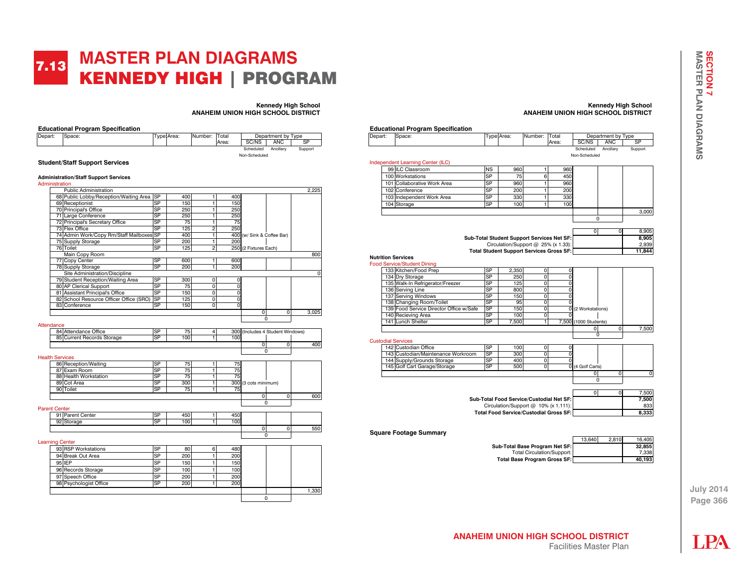# 7.13 MASTER PLAN DIAGRAMS
## KENNEDY HIGH | PROGRAM

**Kennedy High School**
**ANAHEIM UNION HIGH SCHOOL DISTRICT**

### Educational Program Specification

| Depart: | Space: | Type | Area: | Number: | Total Area: | SC/NS (Scheduled / Non-Scheduled) | ANC (Ancillary) | SP (Support) |
|---|---|---|---|---|---|---|---|---|

### Student/Staff Support Services

#### Administration/Staff Support Services

Administration

| Depart: | Space: | Type | Area: | Number: | Total Area: | SC/NS | ANC | SP |
|---|---|---|---|---|---|---|---|---|
| | Public Administration | | | | | | | 2,225 |
| 68 | Public Lobby/Reception/Waiting Area | SP | 400 | 1 | 400 | | | |
| 69 | Receptionist | SP | 150 | 1 | 150 | | | |
| 70 | Principal's Office | SP | 250 | 1 | 250 | | | |
| 71 | Large Conference | SP | 250 | 1 | 250 | | | |
| 72 | Principal's Secretary Office | SP | 75 | 1 | 75 | | | |
| 73 | Flex Office | SP | 125 | 2 | 250 | | | |
| 74 | Admin Work/Copy Rm/Staff Mailboxes | SP | 400 | 1 | 400 | (w/ Sink & Coffee Bar) | | |
| 75 | Supply Storage | SP | 200 | 1 | 200 | | | |
| 76 | Toilet | SP | 125 | 2 | 250 | (2 Fixtures Each) | | |
| | Main Copy Room | | | | | | | 800 |
| 77 | Copy Center | SP | 600 | 1 | 600 | | | |
| 78 | Supply Storage | SP | 200 | 1 | 200 | | | |
| | Site Administration/Discipline | | | | | | | 0 |
| 79 | Student Reception/Waiting Area | SP | 300 | 0 | 0 | | | |
| 80 | AP Clerical Support | SP | 75 | 0 | 0 | | | |
| 81 | Assistant Principal's Office | SP | 150 | 0 | 0 | | | |
| 82 | School Resource Officer Office (SRO) | SP | 125 | 0 | 0 | | | |
| 83 | Conference | SP | 150 | 0 | 0 | | | |
| | | | | | | 0 | 0 | 3,025 |
| | | | | | | 0 | | |

Attendance

| Depart: | Space: | Type | Area: | Number: | Total Area: | SC/NS | ANC | SP |
|---|---|---|---|---|---|---|---|---|
| 84 | Attendance Office | SP | 75 | 4 | 300 | (Includes 4 Student Windows) | | |
| 85 | Current Records Storage | SP | 100 | 1 | 100 | | | |
| | | | | | | 0 | 0 | 400 |
| | | | | | | 0 | | |

Health Services

| Depart: | Space: | Type | Area: | Number: | Total Area: | SC/NS | ANC | SP |
|---|---|---|---|---|---|---|---|---|
| 86 | Reception/Waiting | SP | 75 | 1 | 75 | | | |
| 87 | Exam Room | SP | 75 | 1 | 75 | | | |
| 88 | Health Workstation | SP | 75 | 1 | 75 | | | |
| 89 | Cot Area | SP | 300 | 1 | 300 | (3 cots minimum) | | |
| 90 | Toilet | SP | 75 | 1 | 75 | | | |
| | | | | | | 0 | 0 | 600 |
| | | | | | | 0 | | |

Parent Center

| Depart: | Space: | Type | Area: | Number: | Total Area: | SC/NS | ANC | SP |
|---|---|---|---|---|---|---|---|---|
| 91 | Parent Center | SP | 450 | 1 | 450 | | | |
| 92 | Storage | SP | 100 | 1 | 100 | | | |
| | | | | | | 0 | 0 | 550 |
| | | | | | | 0 | | |

Learning Center

| Depart: | Space: | Type | Area: | Number: | Total Area: | SC/NS | ANC | SP |
|---|---|---|---|---|---|---|---|---|
| 93 | RSP Workstations | SP | 80 | 6 | 480 | | | |
| 94 | Break Out Area | SP | 200 | 1 | 200 | | | |
| 95 | IEP | SP | 150 | 1 | 150 | | | |
| 96 | Records Storage | SP | 100 | 1 | 100 | | | |
| 97 | Speech Office | SP | 200 | 1 | 200 | | | |
| 98 | Psychologist Office | SP | 200 | 1 | 200 | | | |
| | | | | | | | | 1,330 |
| | | | | | | 0 | | |

Independent Learning Center (ILC)

| Depart: | Space: | Type | Area: | Number: | Total Area: | SC/NS | ANC | SP |
|---|---|---|---|---|---|---|---|---|
| 99 | ILC Classroom | NS | 960 | 1 | 960 | | | |
| 100 | Workstations | SP | 75 | 6 | 450 | | | |
| 101 | Collaborative Work Area | SP | 960 | 1 | 960 | | | |
| 102 | Conference | SP | 200 | 1 | 200 | | | |
| 103 | Independent Work Area | SP | 330 | 1 | 330 | | | |
| 104 | Storage | SP | 100 | 1 | 100 | | | |
| | | | | | | | | 3,000 |
| | | | | | | 0 | | |

| | SC/NS | ANC | SP |
|---|---|---|---|
| | 0 | 0 | 8,905 |
| **Sub-Total Student Support Services Net SF:** | | | **8,905** |
| Circulation/Support @ 25% (x 1.33): | | | 2,939 |
| **Total Student Support Services Gross SF:** | | | **11,844** |

### Nutrition Services

Food Service/Student Dining

| Depart: | Space: | Type | Area: | Number: | Total Area: | SC/NS | ANC | SP |
|---|---|---|---|---|---|---|---|---|
| 133 | Kitchen/Food Prep | SP | 2,350 | 0 | 0 | | | |
| 134 | Dry Storage | SP | 250 | 0 | 0 | | | |
| 135 | Walk-In Refrigerator/Freezer | SP | 125 | 0 | 0 | | | |
| 136 | Serving Line | SP | 800 | 0 | 0 | | | |
| 137 | Serving Windows | SP | 150 | 0 | 0 | | | |
| 138 | Changing Room/Toilet | SP | 95 | 0 | 0 | | | |
| 139 | Food Service Director Office w/Safe | SP | 150 | 0 | 0 | (2 Workstations) | | |
| 140 | Recieving Area | SP | 100 | 0 | 0 | | | |
| 141 | Lunch Shelter | SP | 7,500 | 1 | 7,500 | (1000 Students) | | |
| | | | | | | 0 | 0 | 7,500 |
| | | | | | | 0 | | |

Custodial Services

| Depart: | Space: | Type | Area: | Number: | Total Area: | SC/NS | ANC | SP |
|---|---|---|---|---|---|---|---|---|
| 142 | Custodian Office | SP | 100 | 0 | 0 | | | |
| 143 | Custodian/Maintenance Workroom | SP | 300 | 0 | 0 | | | |
| 144 | Supply/Grounds Storage | SP | 400 | 0 | 0 | | | |
| 145 | Golf Cart Garage/Storage | SP | 500 | 0 | 0 | (4 Golf Carts) | | |
| | | | | | | 0 | 0 | 0 |
| | | | | | | 0 | | |

| | SC/NS | ANC | SP |
|---|---|---|---|
| | 0 | 0 | 7,500 |
| **Sub-Total Food Service/Custodial Net SF:** | | | **7,500** |
| Circulation/Support @ 10% (x 1.111): | | | 833 |
| **Total Food Service/Custodial Gross SF:** | | | **8,333** |

### Square Footage Summary

| | SC/NS | ANC | SP |
|---|---|---|---|
| | 13,640 | 2,810 | 16,405 |
| **Sub-Total Base Program Net SF:** | | | **32,855** |
| Total Circulation/Support: | | | 7,338 |
| **Total Base Program Gross SF:** | | | **40,193** |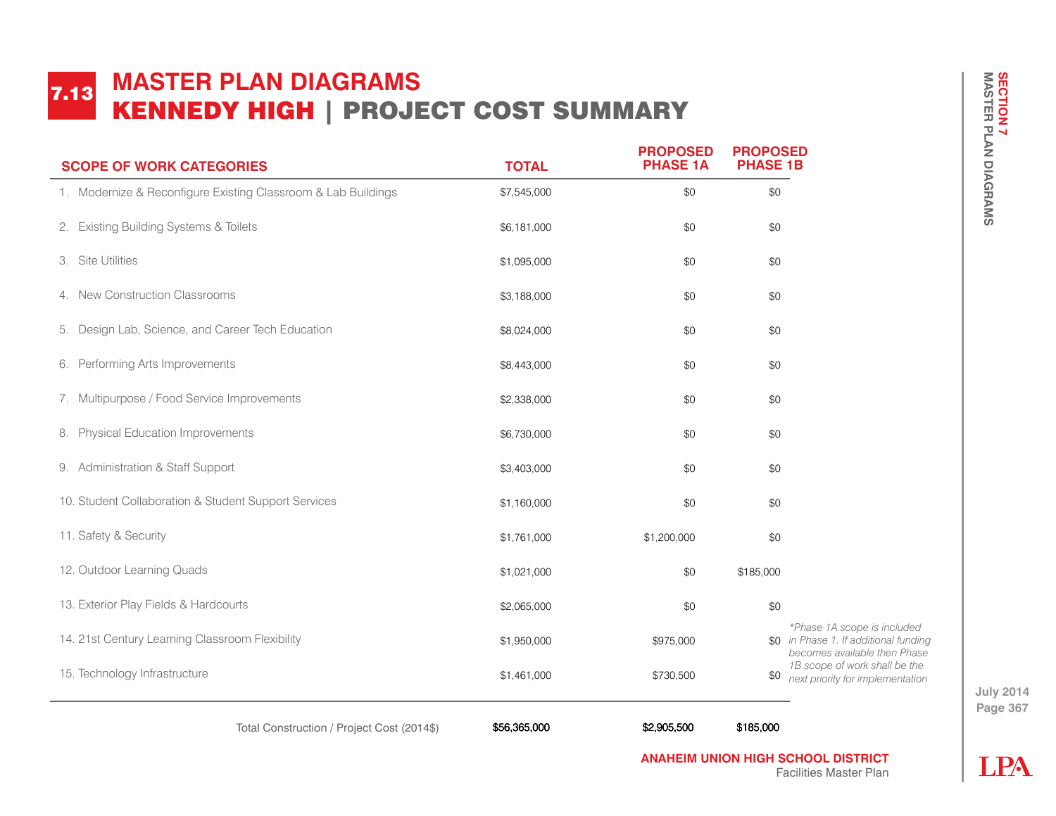# 7.13 MASTER PLAN DIAGRAMS

## KENNEDY HIGH | PROJECT COST SUMMARY

| SCOPE OF WORK CATEGORIES | TOTAL | PROPOSED PHASE 1A | PROPOSED PHASE 1B |
|---|---|---|---|
| 1. Modernize & Reconfigure Existing Classroom & Lab Buildings | $7,545,000 | $0 | $0 |
| 2. Existing Building Systems & Toilets | $6,181,000 | $0 | $0 |
| 3. Site Utilities | $1,095,000 | $0 | $0 |
| 4. New Construction Classrooms | $3,188,000 | $0 | $0 |
| 5. Design Lab, Science, and Career Tech Education | $8,024,000 | $0 | $0 |
| 6. Performing Arts Improvements | $8,443,000 | $0 | $0 |
| 7. Multipurpose / Food Service Improvements | $2,338,000 | $0 | $0 |
| 8. Physical Education Improvements | $6,730,000 | $0 | $0 |
| 9. Administration & Staff Support | $3,403,000 | $0 | $0 |
| 10. Student Collaboration & Student Support Services | $1,160,000 | $0 | $0 |
| 11. Safety & Security | $1,761,000 | $1,200,000 | $0 |
| 12. Outdoor Learning Quads | $1,021,000 | $0 | $185,000 |
| 13. Exterior Play Fields & Hardcourts | $2,065,000 | $0 | $0 |
| 14. 21st Century Learning Classroom Flexibility | $1,950,000 | $975,000 | $0 |
| 15. Technology Infrastructure | $1,461,000 | $730,500 | $0 |
| Total Construction / Project Cost (2014$) | $56,365,000 | $2,905,500 | $185,000 |

*\*Phase 1A scope is included in Phase 1. If additional funding becomes available then Phase 1B scope of work shall be the next priority for implementation*

**ANAHEIM UNION HIGH SCHOOL DISTRICT**
Facilities Master Plan